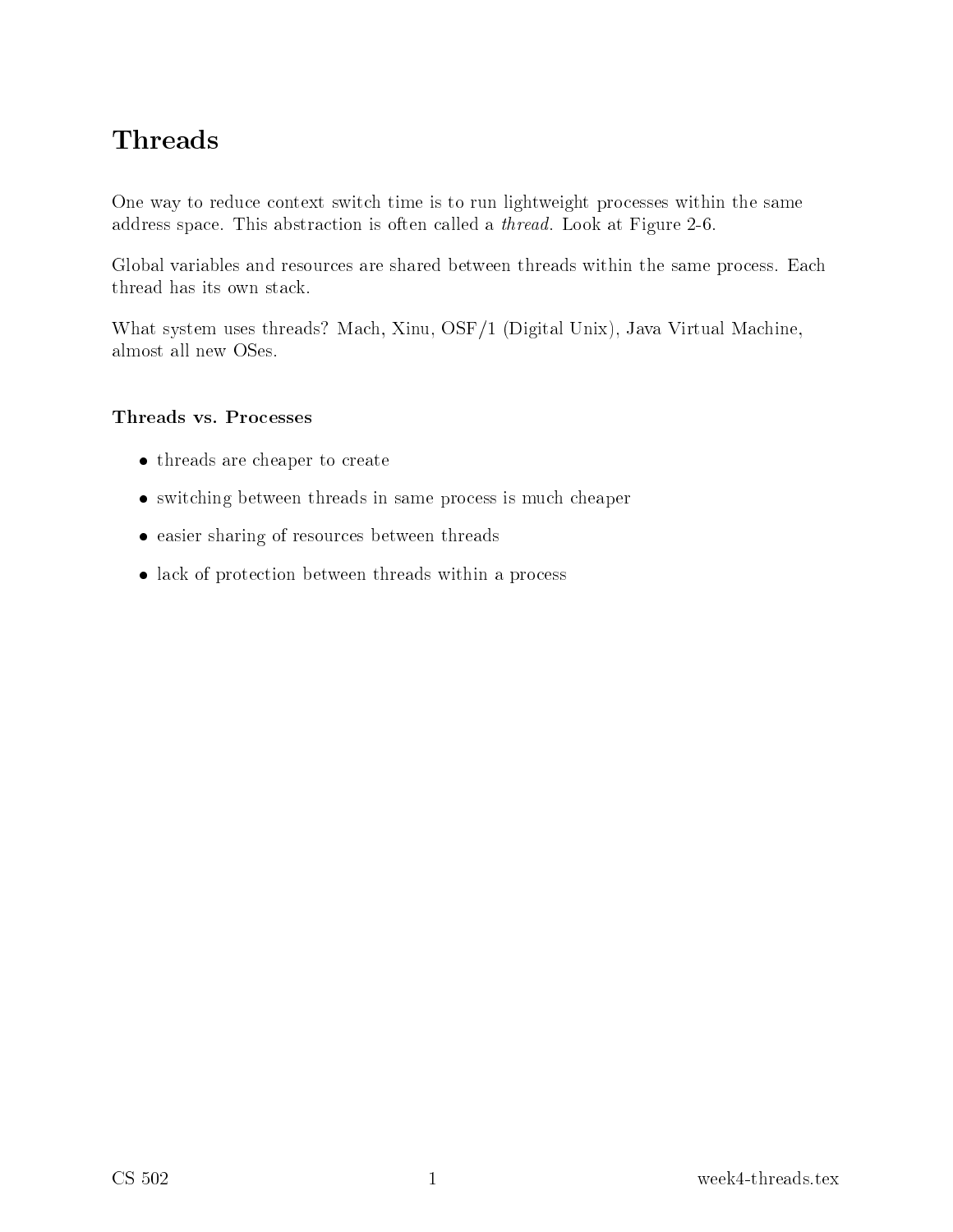# Threads

One way to reduce context switch time is to run lightweight processes within the same address space. This abstraction is often called a *thread*. Look at Figure 2-6.

Global variables and resources are shared between threads within the same process. Each thread has its own stack.

What system uses threads? Mach, Xinu, OSF/1 (Digital Unix), Java Virtual Machine, almost all new OSes.

### Threads vs. Processes

- threads are cheaper to create
- switching between threads in same process is much cheaper
- easier sharing of resources between threads
- lack of protection between threads within a process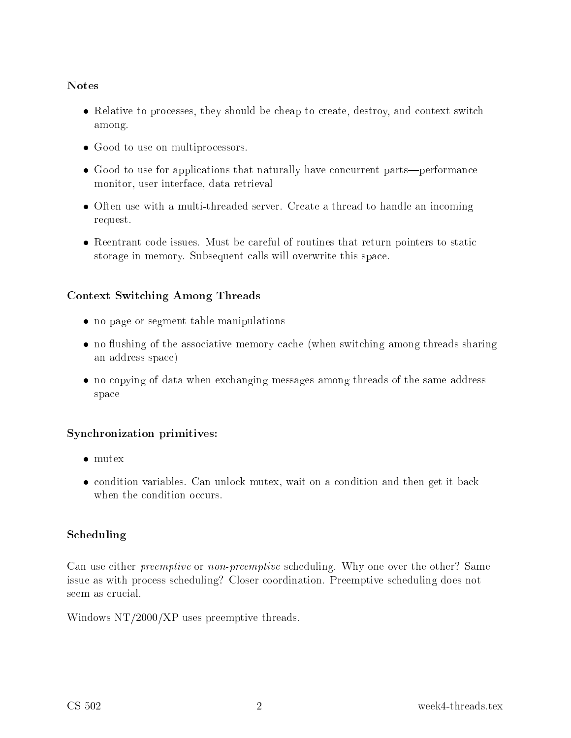### Notes

- Relative to processes, they should be cheap to create, destroy, and context switch among.
- Good to use on multiprocessors.
- Good to use for applications that naturally have concurrent parts—performance monitor, user interface, data retrieval
- Often use with a multi-threaded server. Create a thread to handle an incoming request.
- Reentrant code issues. Must be careful of routines that return pointers to static storage in memory. Subsequent calls will overwrite this space.

### Context Switching Among Threads

- no page or segment table manipulations
- no flushing of the associative memory cache (when switching among threads sharing an address space)
- no copying of data when exchanging messages among threads of the same address space

### Synchronization primitives:

- mutex
- condition variables. Can unlock mutex, wait on a condition and then get it back when the condition occurs.

### Scheduling

Can use either *preemptive* or *non-preemptive* scheduling. Why one over the other? Same issue as with process scheduling? Closer coordination. Preemptive scheduling does not seem as crucial.

Windows NT/2000/XP uses preemptive threads.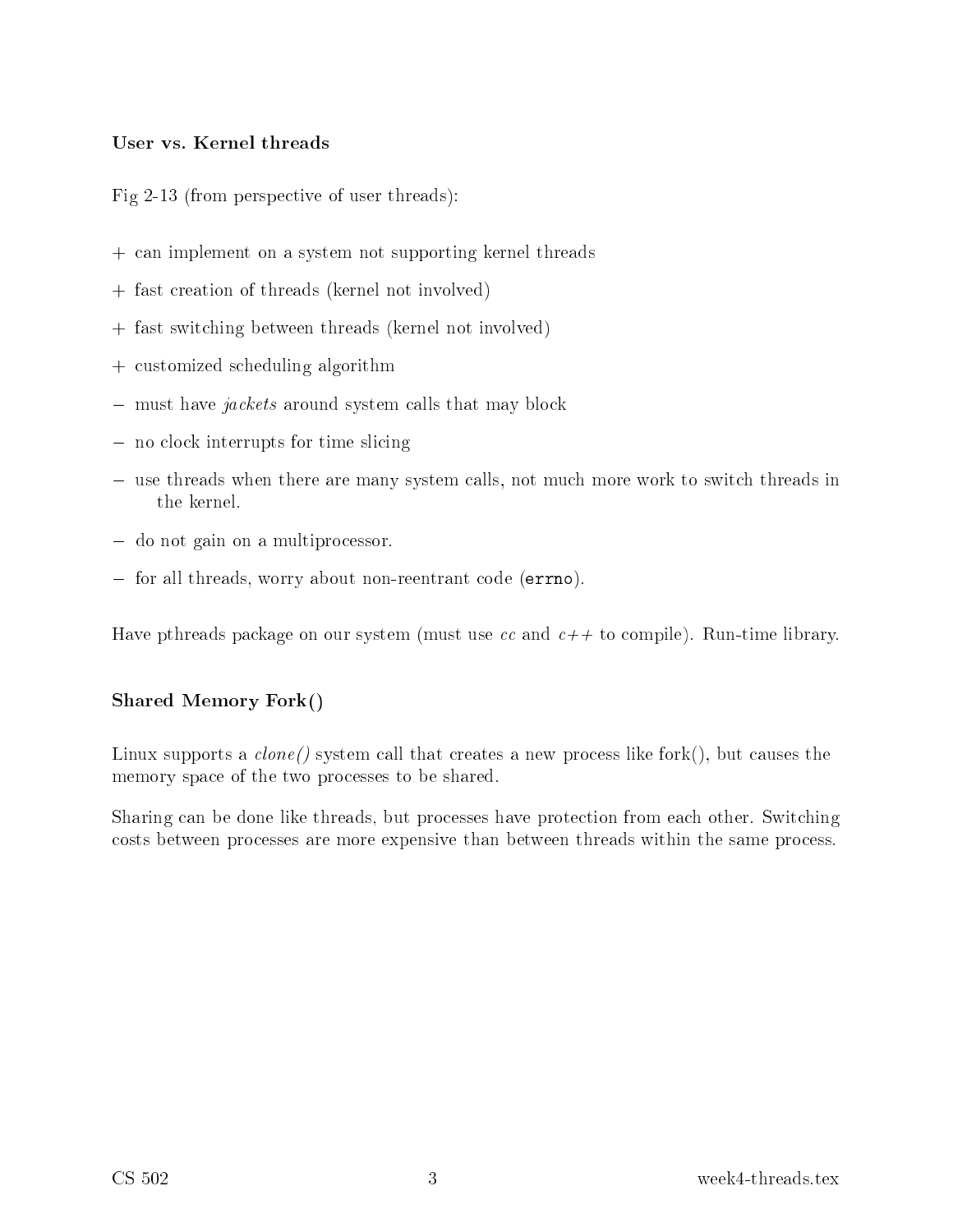### User vs. Kernel threads

Fig 2-13 (from perspective of user threads):

+ can implement on a system not supporting kernel threads

+ fast creation of threads (kernel not involved)

+ fast switching between threads (kernel not involved)

+ customized scheduling algorithm

− must have *jackets* around system calls that may block

− no clock interrupts for time slicing

− use threads when there are many system calls, not much more work to switch threads in the kernel.

− do not gain on a multiprocessor.

− for all threads, worry about non-reentrant code (`errno`).

Have pthreads package on our system (must use *cc* and *c++* to compile). Run-time library.

### Shared Memory Fork()

Linux supports a *clone()* system call that creates a new process like fork(), but causes the memory space of the two processes to be shared.

Sharing can be done like threads, but processes have protection from each other. Switching costs between processes are more expensive than between threads within the same process.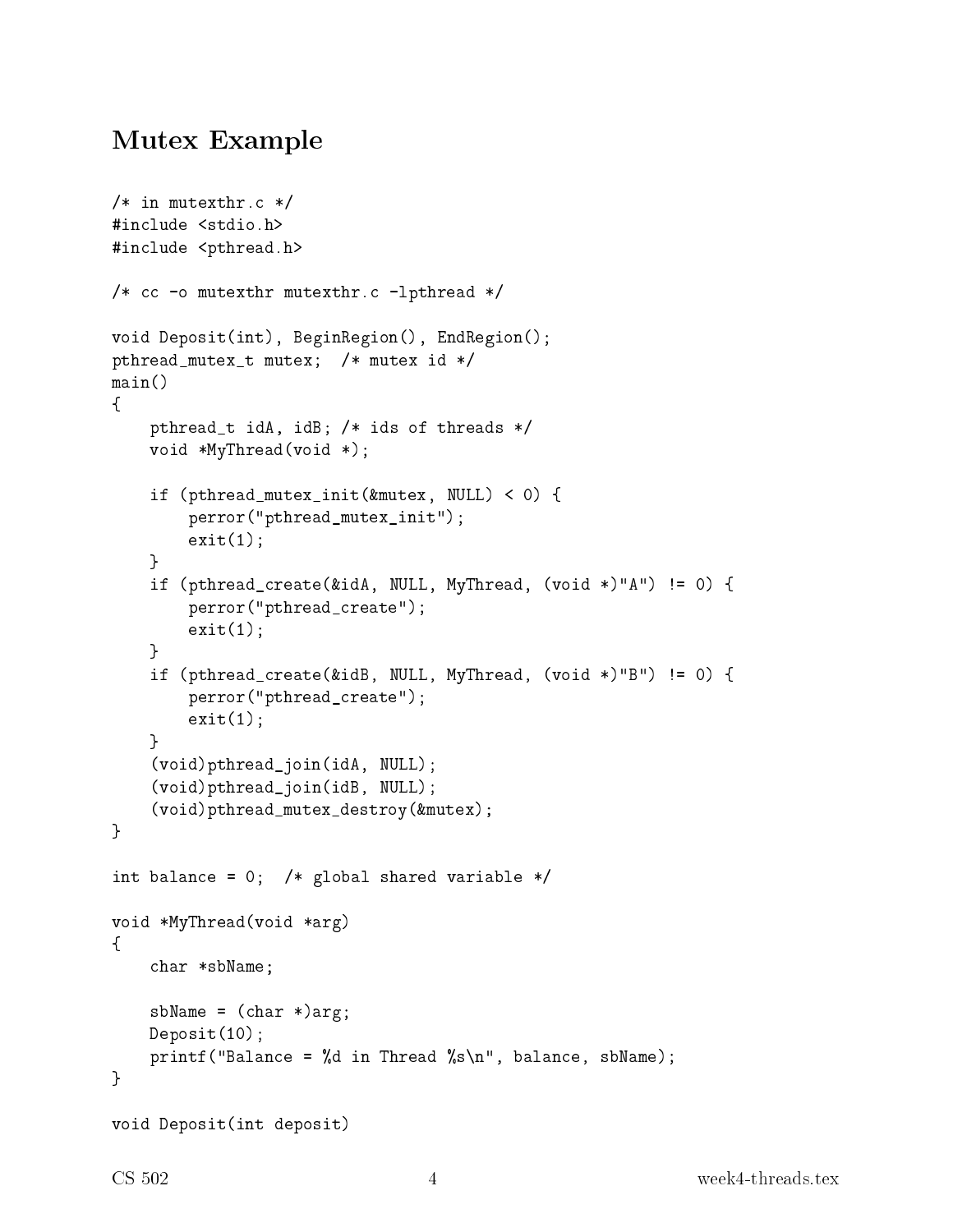# Mutex Example

```
/* in mutexthr.c */
#include <stdio.h>
#include <pthread.h>

/* cc -o mutexthr mutexthr.c -lpthread */

void Deposit(int), BeginRegion(), EndRegion();
pthread_mutex_t mutex;  /* mutex id */
main()
{
    pthread_t idA, idB; /* ids of threads */
    void *MyThread(void *);

    if (pthread_mutex_init(&mutex, NULL) < 0) {
        perror("pthread_mutex_init");
        exit(1);
    }
    if (pthread_create(&idA, NULL, MyThread, (void *)"A") != 0) {
        perror("pthread_create");
        exit(1);
    }
    if (pthread_create(&idB, NULL, MyThread, (void *)"B") != 0) {
        perror("pthread_create");
        exit(1);
    }
    (void)pthread_join(idA, NULL);
    (void)pthread_join(idB, NULL);
    (void)pthread_mutex_destroy(&mutex);
}

int balance = 0;  /* global shared variable */

void *MyThread(void *arg)
{
    char *sbName;

    sbName = (char *)arg;
    Deposit(10);
    printf("Balance = %d in Thread %s\n", balance, sbName);
}

void Deposit(int deposit)
```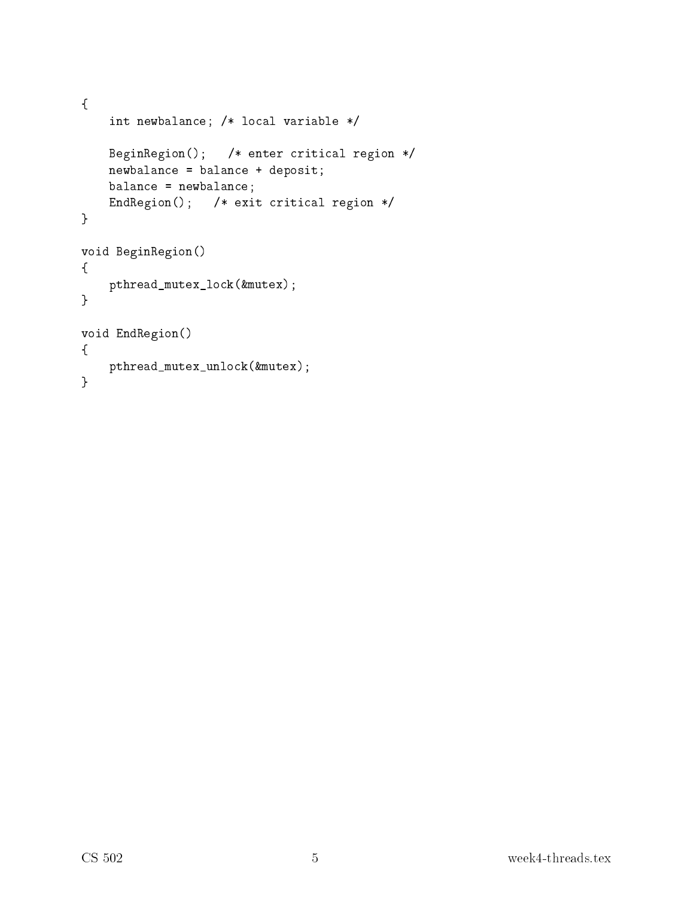```
{
    int newbalance; /* local variable */

    BeginRegion();   /* enter critical region */
    newbalance = balance + deposit;
    balance = newbalance;
    EndRegion();   /* exit critical region */
}

void BeginRegion()
{
    pthread_mutex_lock(&mutex);
}

void EndRegion()
{
    pthread_mutex_unlock(&mutex);
}
```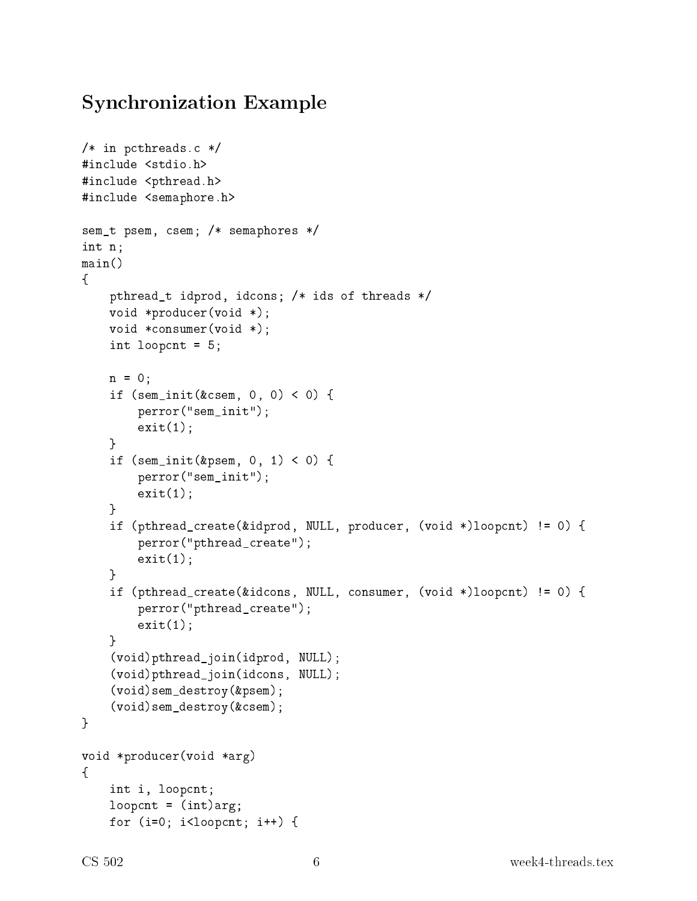## Synchronization Example

```
/* in pcthreads.c */
#include <stdio.h>
#include <pthread.h>
#include <semaphore.h>

sem_t psem, csem; /* semaphores */
int n;
main()
{
    pthread_t idprod, idcons; /* ids of threads */
    void *producer(void *);
    void *consumer(void *);
    int loopcnt = 5;

    n = 0;
    if (sem_init(&csem, 0, 0) < 0) {
        perror("sem_init");
        exit(1);
    }
    if (sem_init(&psem, 0, 1) < 0) {
        perror("sem_init");
        exit(1);
    }
    if (pthread_create(&idprod, NULL, producer, (void *)loopcnt) != 0) {
        perror("pthread_create");
        exit(1);
    }
    if (pthread_create(&idcons, NULL, consumer, (void *)loopcnt) != 0) {
        perror("pthread_create");
        exit(1);
    }
    (void)pthread_join(idprod, NULL);
    (void)pthread_join(idcons, NULL);
    (void)sem_destroy(&psem);
    (void)sem_destroy(&csem);
}

void *producer(void *arg)
{
    int i, loopcnt;
    loopcnt = (int)arg;
    for (i=0; i<loopcnt; i++) {
```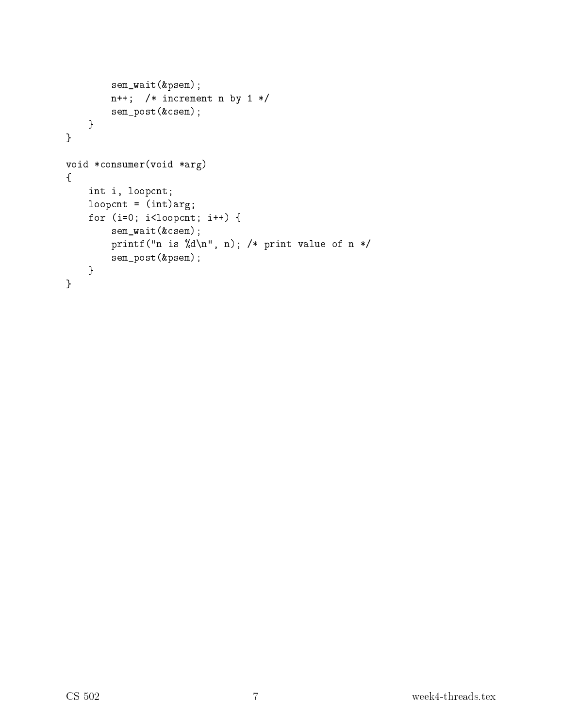```
        sem_wait(&psem);
        n++;  /* increment n by 1 */
        sem_post(&csem);
    }
}

void *consumer(void *arg)
{
    int i, loopcnt;
    loopcnt = (int)arg;
    for (i=0; i<loopcnt; i++) {
        sem_wait(&csem);
        printf("n is %d\n", n); /* print value of n */
        sem_post(&psem);
    }
}
```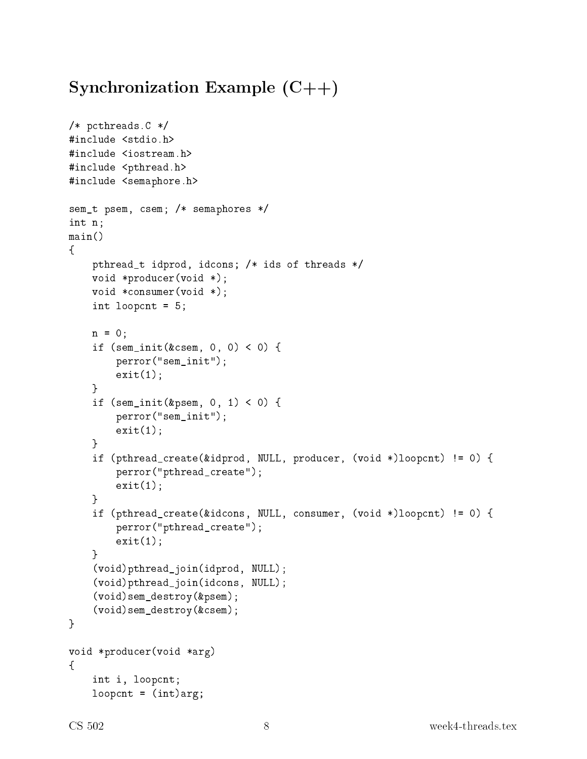## Synchronization Example (C++)

```
/* pcthreads.C */
#include <stdio.h>
#include <iostream.h>
#include <pthread.h>
#include <semaphore.h>

sem_t psem, csem; /* semaphores */
int n;
main()
{
    pthread_t idprod, idcons; /* ids of threads */
    void *producer(void *);
    void *consumer(void *);
    int loopcnt = 5;

    n = 0;
    if (sem_init(&csem, 0, 0) < 0) {
        perror("sem_init");
        exit(1);
    }
    if (sem_init(&psem, 0, 1) < 0) {
        perror("sem_init");
        exit(1);
    }
    if (pthread_create(&idprod, NULL, producer, (void *)loopcnt) != 0) {
        perror("pthread_create");
        exit(1);
    }
    if (pthread_create(&idcons, NULL, consumer, (void *)loopcnt) != 0) {
        perror("pthread_create");
        exit(1);
    }
    (void)pthread_join(idprod, NULL);
    (void)pthread_join(idcons, NULL);
    (void)sem_destroy(&psem);
    (void)sem_destroy(&csem);
}

void *producer(void *arg)
{
    int i, loopcnt;
    loopcnt = (int)arg;
```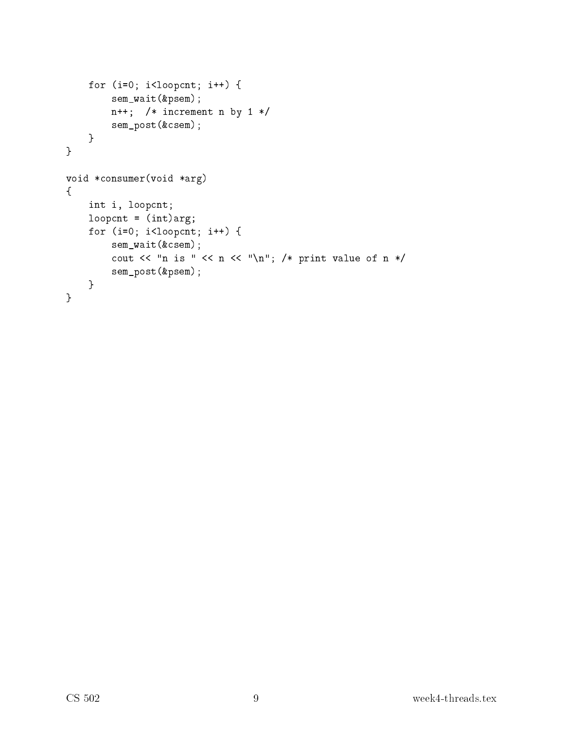```
    for (i=0; i<loopcnt; i++) {
        sem_wait(&psem);
        n++;  /* increment n by 1 */
        sem_post(&csem);
    }
}

void *consumer(void *arg)
{
    int i, loopcnt;
    loopcnt = (int)arg;
    for (i=0; i<loopcnt; i++) {
        sem_wait(&csem);
        cout << "n is " << n << "\n"; /* print value of n */
        sem_post(&psem);
    }
}
```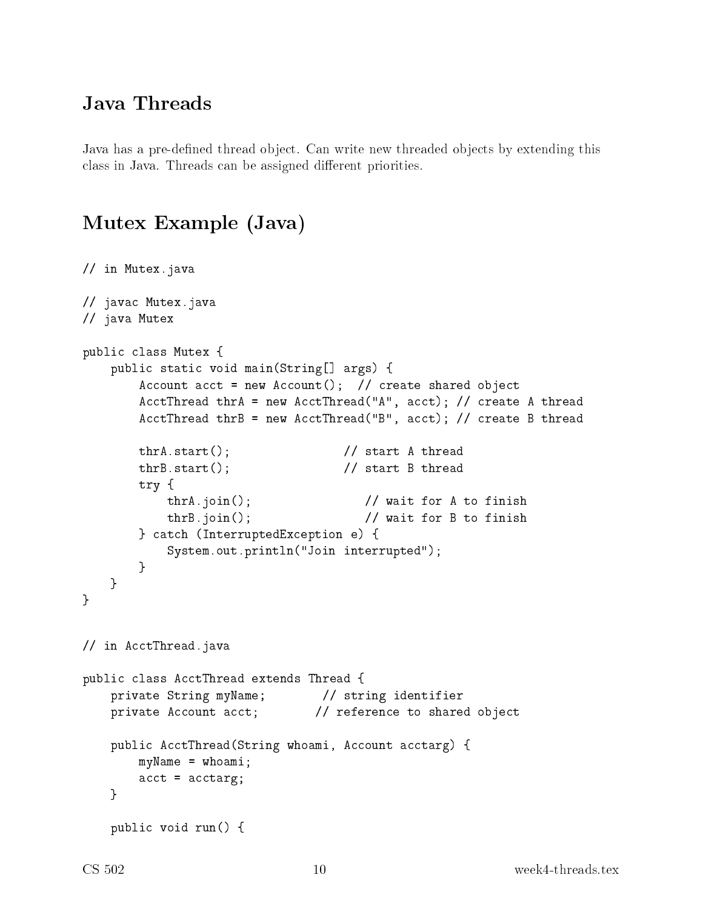## Java Threads

Java has a pre-defined thread object. Can write new threaded objects by extending this class in Java. Threads can be assigned different priorities.

## Mutex Example (Java)

```
// in Mutex.java

// javac Mutex.java
// java Mutex

public class Mutex {
    public static void main(String[] args) {
        Account acct = new Account();  // create shared object
        AcctThread thrA = new AcctThread("A", acct); // create A thread
        AcctThread thrB = new AcctThread("B", acct); // create B thread

        thrA.start();                // start A thread
        thrB.start();                // start B thread
        try {
            thrA.join();                // wait for A to finish
            thrB.join();                // wait for B to finish
        } catch (InterruptedException e) {
            System.out.println("Join interrupted");
        }
    }
}


// in AcctThread.java

public class AcctThread extends Thread {
    private String myName;        // string identifier
    private Account acct;        // reference to shared object

    public AcctThread(String whoami, Account acctarg) {
        myName = whoami;
        acct = acctarg;
    }

    public void run() {
```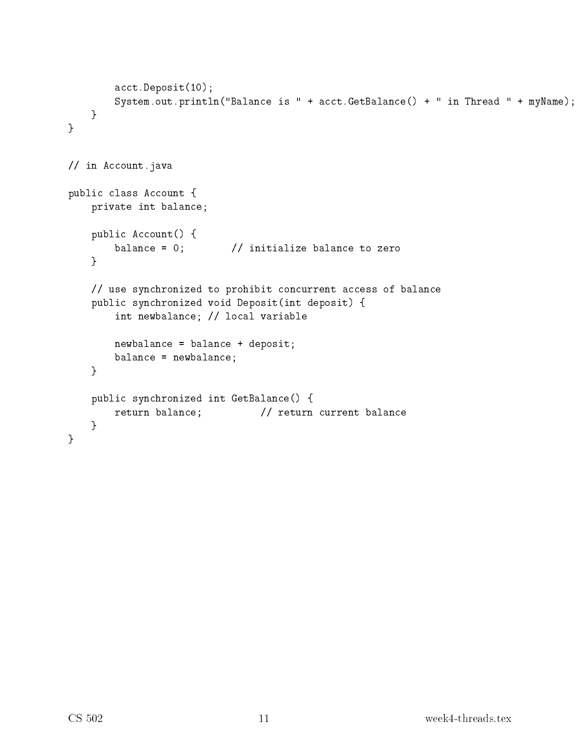```java
        acct.Deposit(10);
        System.out.println("Balance is " + acct.GetBalance() + " in Thread " + myName);
    }
}


// in Account.java

public class Account {
    private int balance;

    public Account() {
        balance = 0;        // initialize balance to zero
    }

    // use synchronized to prohibit concurrent access of balance
    public synchronized void Deposit(int deposit) {
        int newbalance; // local variable

        newbalance = balance + deposit;
        balance = newbalance;
    }

    public synchronized int GetBalance() {
        return balance;          // return current balance
    }
}
```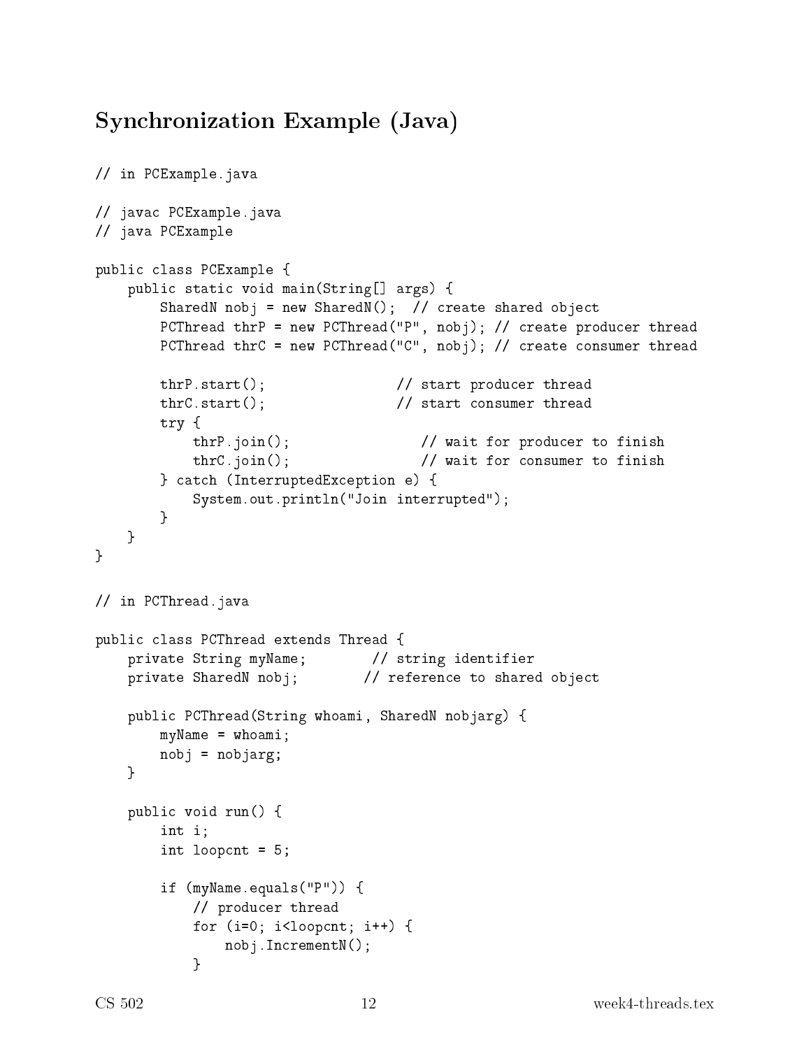# Synchronization Example (Java)

```
// in PCExample.java

// javac PCExample.java
// java PCExample

public class PCExample {
    public static void main(String[] args) {
        SharedN nobj = new SharedN();  // create shared object
        PCThread thrP = new PCThread("P", nobj); // create producer thread
        PCThread thrC = new PCThread("C", nobj); // create consumer thread

        thrP.start();                // start producer thread
        thrC.start();                // start consumer thread
        try {
            thrP.join();                // wait for producer to finish
            thrC.join();                // wait for consumer to finish
        } catch (InterruptedException e) {
            System.out.println("Join interrupted");
        }
    }
}

// in PCThread.java

public class PCThread extends Thread {
    private String myName;        // string identifier
    private SharedN nobj;        // reference to shared object

    public PCThread(String whoami, SharedN nobjarg) {
        myName = whoami;
        nobj = nobjarg;
    }

    public void run() {
        int i;
        int loopcnt = 5;

        if (myName.equals("P")) {
            // producer thread
            for (i=0; i<loopcnt; i++) {
                nobj.IncrementN();
            }
```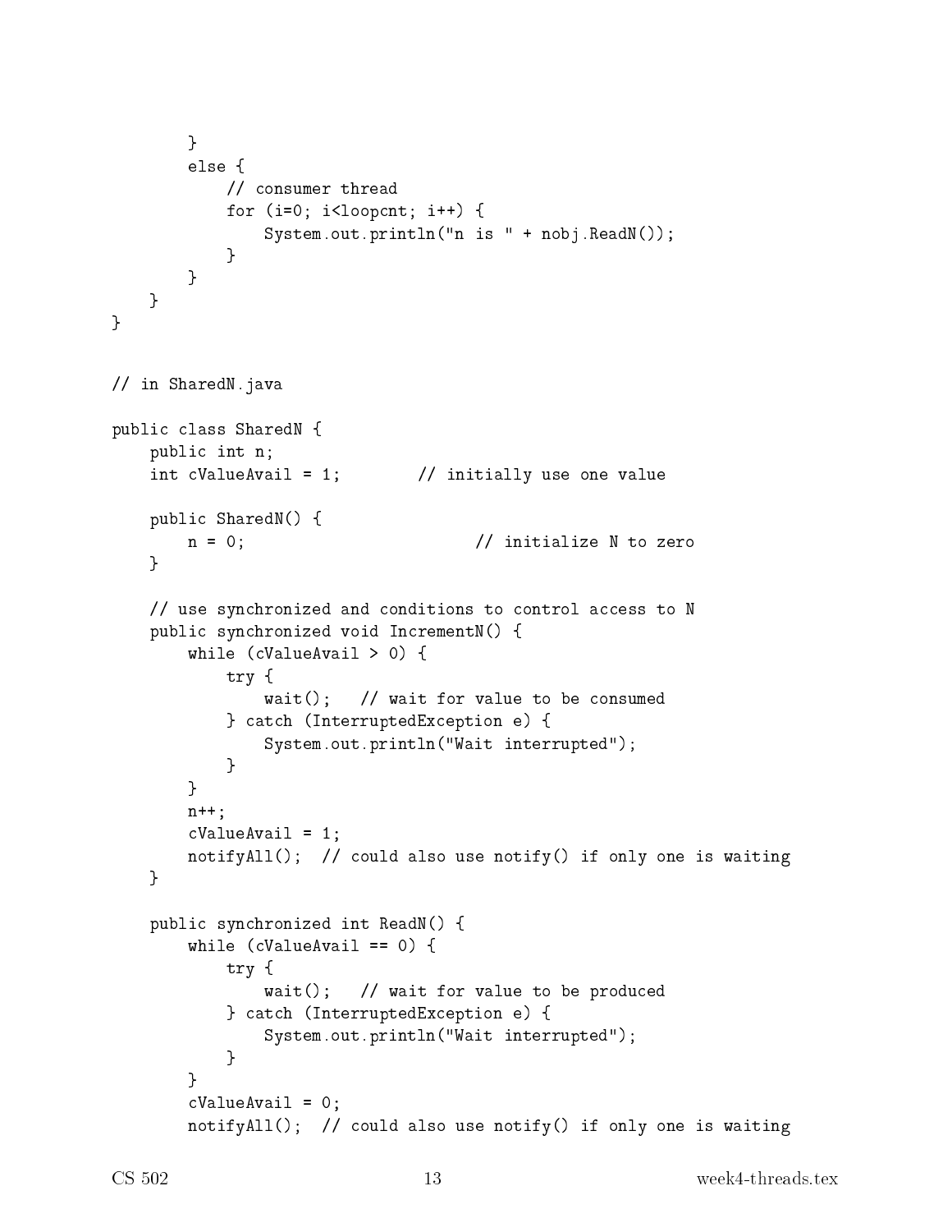```
        }
        else {
            // consumer thread
            for (i=0; i<loopcnt; i++) {
                System.out.println("n is " + nobj.ReadN());
            }
        }
    }
}
```

```
// in SharedN.java

public class SharedN {
    public int n;
    int cValueAvail = 1;        // initially use one value

    public SharedN() {
        n = 0;                         // initialize N to zero
    }

    // use synchronized and conditions to control access to N
    public synchronized void IncrementN() {
        while (cValueAvail > 0) {
            try {
                wait();   // wait for value to be consumed
            } catch (InterruptedException e) {
                System.out.println("Wait interrupted");
            }
        }
        n++;
        cValueAvail = 1;
        notifyAll();  // could also use notify() if only one is waiting
    }

    public synchronized int ReadN() {
        while (cValueAvail == 0) {
            try {
                wait();   // wait for value to be produced
            } catch (InterruptedException e) {
                System.out.println("Wait interrupted");
            }
        }
        cValueAvail = 0;
        notifyAll();  // could also use notify() if only one is waiting
```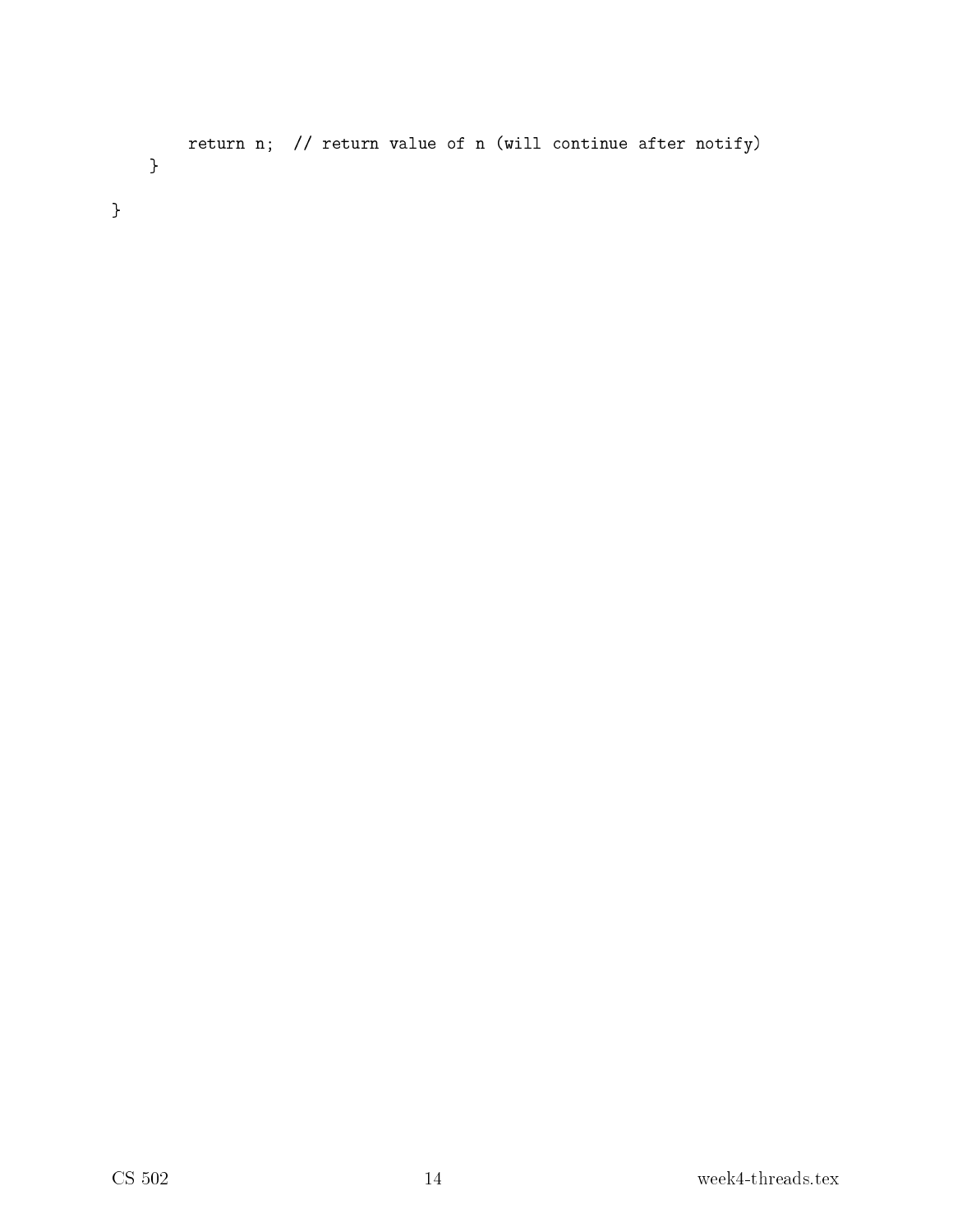```
        return n;  // return value of n (will continue after notify)
    }

}
```